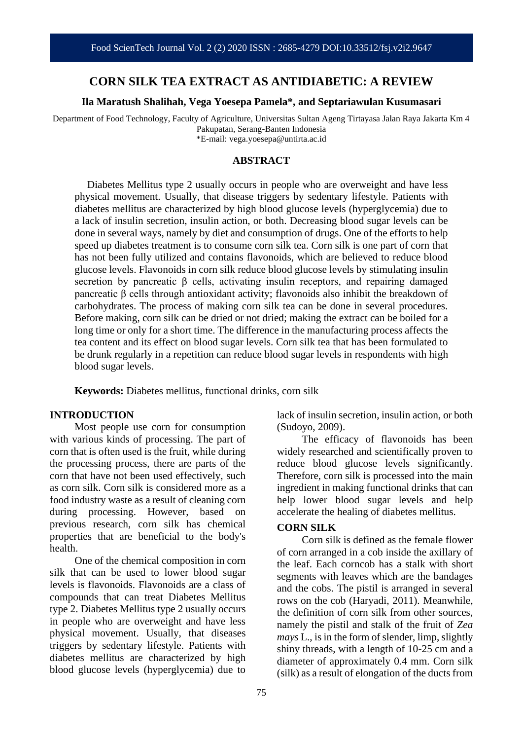# CORN SILK TEA EXTRACT AS ANTIDIABETIC: A REVIEW

**Ila Maratush Shalihah, Vega Yoesepa Pamela\*, and Septariawulan Kusumasari**

Department of Food Technology, Faculty of Agriculture, Universitas Sultan Ageng Tirtayasa Jalan Raya Jakarta Km 4 Pakupatan, Serang-Banten Indonesia
\*E-mail: vega.yoesepa@untirta.ac.id

## ABSTRACT

Diabetes Mellitus type 2 usually occurs in people who are overweight and have less physical movement. Usually, that disease triggers by sedentary lifestyle. Patients with diabetes mellitus are characterized by high blood glucose levels (hyperglycemia) due to a lack of insulin secretion, insulin action, or both. Decreasing blood sugar levels can be done in several ways, namely by diet and consumption of drugs. One of the efforts to help speed up diabetes treatment is to consume corn silk tea. Corn silk is one part of corn that has not been fully utilized and contains flavonoids, which are believed to reduce blood glucose levels. Flavonoids in corn silk reduce blood glucose levels by stimulating insulin secretion by pancreatic β cells, activating insulin receptors, and repairing damaged pancreatic β cells through antioxidant activity; flavonoids also inhibit the breakdown of carbohydrates. The process of making corn silk tea can be done in several procedures. Before making, corn silk can be dried or not dried; making the extract can be boiled for a long time or only for a short time. The difference in the manufacturing process affects the tea content and its effect on blood sugar levels. Corn silk tea that has been formulated to be drunk regularly in a repetition can reduce blood sugar levels in respondents with high blood sugar levels.

**Keywords:** Diabetes mellitus, functional drinks, corn silk

## INTRODUCTION

Most people use corn for consumption with various kinds of processing. The part of corn that is often used is the fruit, while during the processing process, there are parts of the corn that have not been used effectively, such as corn silk. Corn silk is considered more as a food industry waste as a result of cleaning corn during processing. However, based on previous research, corn silk has chemical properties that are beneficial to the body's health.

One of the chemical composition in corn silk that can be used to lower blood sugar levels is flavonoids. Flavonoids are a class of compounds that can treat Diabetes Mellitus type 2. Diabetes Mellitus type 2 usually occurs in people who are overweight and have less physical movement. Usually, that diseases triggers by sedentary lifestyle. Patients with diabetes mellitus are characterized by high blood glucose levels (hyperglycemia) due to lack of insulin secretion, insulin action, or both (Sudoyo, 2009).

The efficacy of flavonoids has been widely researched and scientifically proven to reduce blood glucose levels significantly. Therefore, corn silk is processed into the main ingredient in making functional drinks that can help lower blood sugar levels and help accelerate the healing of diabetes mellitus.

## CORN SILK

Corn silk is defined as the female flower of corn arranged in a cob inside the axillary of the leaf. Each corncob has a stalk with short segments with leaves which are the bandages and the cobs. The pistil is arranged in several rows on the cob (Haryadi, 2011). Meanwhile, the definition of corn silk from other sources, namely the pistil and stalk of the fruit of *Zea mays* L., is in the form of slender, limp, slightly shiny threads, with a length of 10-25 cm and a diameter of approximately 0.4 mm. Corn silk (silk) as a result of elongation of the ducts from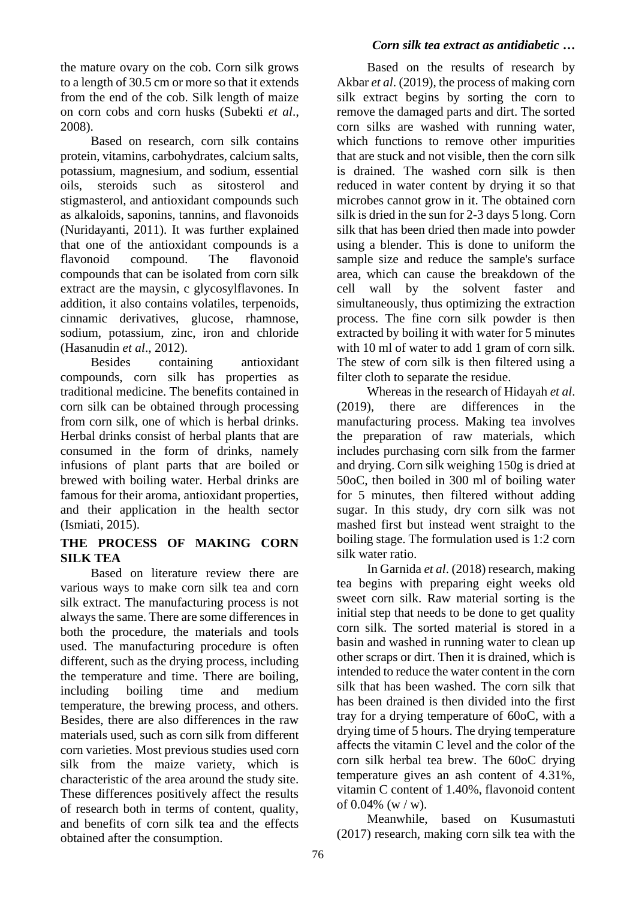the mature ovary on the cob. Corn silk grows to a length of 30.5 cm or more so that it extends from the end of the cob. Silk length of maize on corn cobs and corn husks (Subekti *et al*., 2008).

Based on research, corn silk contains protein, vitamins, carbohydrates, calcium salts, potassium, magnesium, and sodium, essential oils, steroids such as sitosterol and stigmasterol, and antioxidant compounds such as alkaloids, saponins, tannins, and flavonoids (Nuridayanti, 2011). It was further explained that one of the antioxidant compounds is a flavonoid compound. The flavonoid compounds that can be isolated from corn silk extract are the maysin, c glycosylflavones. In addition, it also contains volatiles, terpenoids, cinnamic derivatives, glucose, rhamnose, sodium, potassium, zinc, iron and chloride (Hasanudin *et al*., 2012).

Besides containing antioxidant compounds, corn silk has properties as traditional medicine. The benefits contained in corn silk can be obtained through processing from corn silk, one of which is herbal drinks. Herbal drinks consist of herbal plants that are consumed in the form of drinks, namely infusions of plant parts that are boiled or brewed with boiling water. Herbal drinks are famous for their aroma, antioxidant properties, and their application in the health sector (Ismiati, 2015).

## THE PROCESS OF MAKING CORN SILK TEA

Based on literature review there are various ways to make corn silk tea and corn silk extract. The manufacturing process is not always the same. There are some differences in both the procedure, the materials and tools used. The manufacturing procedure is often different, such as the drying process, including the temperature and time. There are boiling, including boiling time and medium temperature, the brewing process, and others. Besides, there are also differences in the raw materials used, such as corn silk from different corn varieties. Most previous studies used corn silk from the maize variety, which is characteristic of the area around the study site. These differences positively affect the results of research both in terms of content, quality, and benefits of corn silk tea and the effects obtained after the consumption.

Based on the results of research by Akbar *et al*. (2019), the process of making corn silk extract begins by sorting the corn to remove the damaged parts and dirt. The sorted corn silks are washed with running water, which functions to remove other impurities that are stuck and not visible, then the corn silk is drained. The washed corn silk is then reduced in water content by drying it so that microbes cannot grow in it. The obtained corn silk is dried in the sun for 2-3 days 5 long. Corn silk that has been dried then made into powder using a blender. This is done to uniform the sample size and reduce the sample's surface area, which can cause the breakdown of the cell wall by the solvent faster and simultaneously, thus optimizing the extraction process. The fine corn silk powder is then extracted by boiling it with water for 5 minutes with 10 ml of water to add 1 gram of corn silk. The stew of corn silk is then filtered using a filter cloth to separate the residue.

Whereas in the research of Hidayah *et al*. (2019), there are differences in the manufacturing process. Making tea involves the preparation of raw materials, which includes purchasing corn silk from the farmer and drying. Corn silk weighing 150g is dried at 50oC, then boiled in 300 ml of boiling water for 5 minutes, then filtered without adding sugar. In this study, dry corn silk was not mashed first but instead went straight to the boiling stage. The formulation used is 1:2 corn silk water ratio.

In Garnida *et al*. (2018) research, making tea begins with preparing eight weeks old sweet corn silk. Raw material sorting is the initial step that needs to be done to get quality corn silk. The sorted material is stored in a basin and washed in running water to clean up other scraps or dirt. Then it is drained, which is intended to reduce the water content in the corn silk that has been washed. The corn silk that has been drained is then divided into the first tray for a drying temperature of 60oC, with a drying time of 5 hours. The drying temperature affects the vitamin C level and the color of the corn silk herbal tea brew. The 60oC drying temperature gives an ash content of 4.31%, vitamin C content of 1.40%, flavonoid content of 0.04% (w / w).

Meanwhile, based on Kusumastuti (2017) research, making corn silk tea with the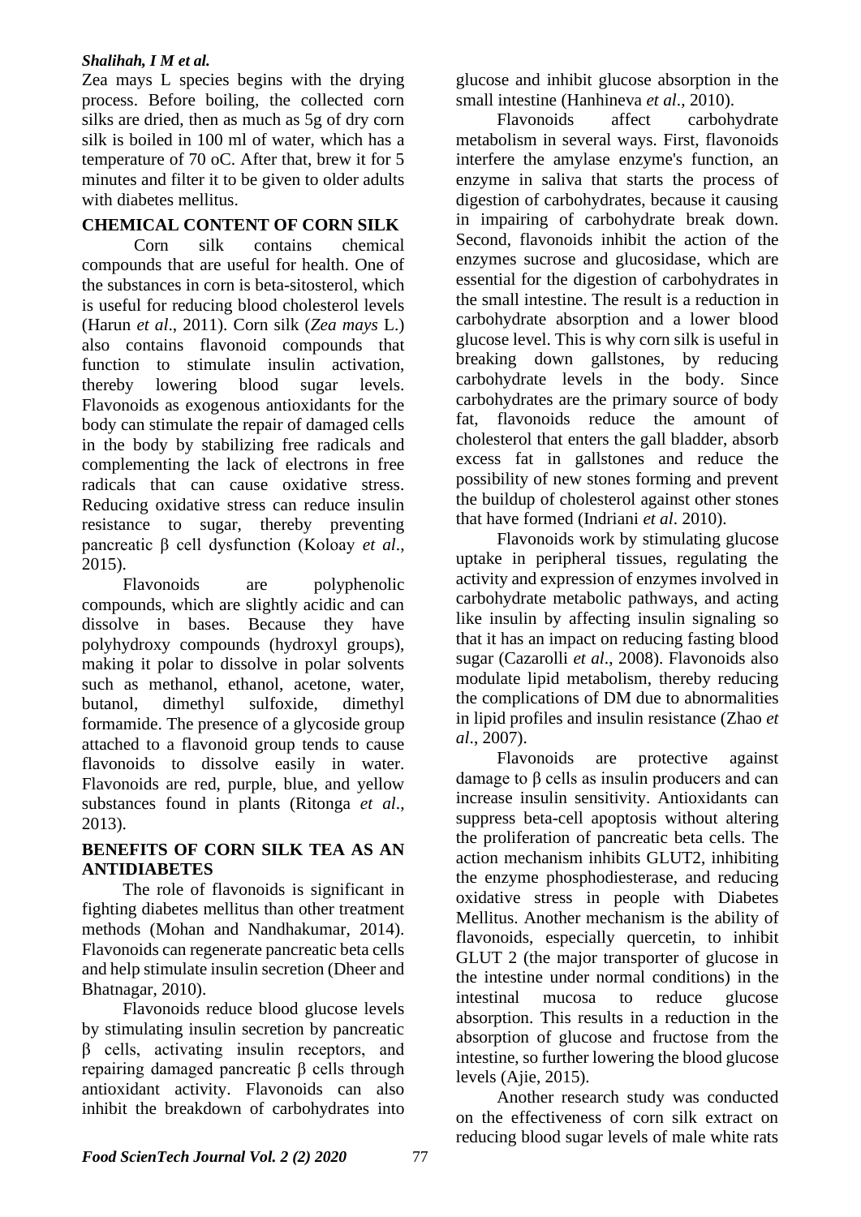Zea mays L species begins with the drying process. Before boiling, the collected corn silks are dried, then as much as 5g of dry corn silk is boiled in 100 ml of water, which has a temperature of 70 oC. After that, brew it for 5 minutes and filter it to be given to older adults with diabetes mellitus.

## CHEMICAL CONTENT OF CORN SILK

Corn silk contains chemical compounds that are useful for health. One of the substances in corn is beta-sitosterol, which is useful for reducing blood cholesterol levels (Harun *et al*., 2011). Corn silk (*Zea mays* L.) also contains flavonoid compounds that function to stimulate insulin activation, thereby lowering blood sugar levels. Flavonoids as exogenous antioxidants for the body can stimulate the repair of damaged cells in the body by stabilizing free radicals and complementing the lack of electrons in free radicals that can cause oxidative stress. Reducing oxidative stress can reduce insulin resistance to sugar, thereby preventing pancreatic β cell dysfunction (Koloay *et al*., 2015).

Flavonoids are polyphenolic compounds, which are slightly acidic and can dissolve in bases. Because they have polyhydroxy compounds (hydroxyl groups), making it polar to dissolve in polar solvents such as methanol, ethanol, acetone, water, butanol, dimethyl sulfoxide, dimethyl formamide. The presence of a glycoside group attached to a flavonoid group tends to cause flavonoids to dissolve easily in water. Flavonoids are red, purple, blue, and yellow substances found in plants (Ritonga *et al*., 2013).

## BENEFITS OF CORN SILK TEA AS AN ANTIDIABETES

The role of flavonoids is significant in fighting diabetes mellitus than other treatment methods (Mohan and Nandhakumar, 2014). Flavonoids can regenerate pancreatic beta cells and help stimulate insulin secretion (Dheer and Bhatnagar, 2010).

Flavonoids reduce blood glucose levels by stimulating insulin secretion by pancreatic β cells, activating insulin receptors, and repairing damaged pancreatic β cells through antioxidant activity. Flavonoids can also inhibit the breakdown of carbohydrates into glucose and inhibit glucose absorption in the small intestine (Hanhineva *et al*., 2010).

Flavonoids affect carbohydrate metabolism in several ways. First, flavonoids interfere the amylase enzyme's function, an enzyme in saliva that starts the process of digestion of carbohydrates, because it causing in impairing of carbohydrate break down. Second, flavonoids inhibit the action of the enzymes sucrose and glucosidase, which are essential for the digestion of carbohydrates in the small intestine. The result is a reduction in carbohydrate absorption and a lower blood glucose level. This is why corn silk is useful in breaking down gallstones, by reducing carbohydrate levels in the body. Since carbohydrates are the primary source of body fat, flavonoids reduce the amount of cholesterol that enters the gall bladder, absorb excess fat in gallstones and reduce the possibility of new stones forming and prevent the buildup of cholesterol against other stones that have formed (Indriani *et al*. 2010).

Flavonoids work by stimulating glucose uptake in peripheral tissues, regulating the activity and expression of enzymes involved in carbohydrate metabolic pathways, and acting like insulin by affecting insulin signaling so that it has an impact on reducing fasting blood sugar (Cazarolli *et al*., 2008). Flavonoids also modulate lipid metabolism, thereby reducing the complications of DM due to abnormalities in lipid profiles and insulin resistance (Zhao *et al*., 2007).

Flavonoids are protective against damage to β cells as insulin producers and can increase insulin sensitivity. Antioxidants can suppress beta-cell apoptosis without altering the proliferation of pancreatic beta cells. The action mechanism inhibits GLUT2, inhibiting the enzyme phosphodiesterase, and reducing oxidative stress in people with Diabetes Mellitus. Another mechanism is the ability of flavonoids, especially quercetin, to inhibit GLUT 2 (the major transporter of glucose in the intestine under normal conditions) in the intestinal mucosa to reduce glucose absorption. This results in a reduction in the absorption of glucose and fructose from the intestine, so further lowering the blood glucose levels (Ajie, 2015).

Another research study was conducted on the effectiveness of corn silk extract on reducing blood sugar levels of male white rats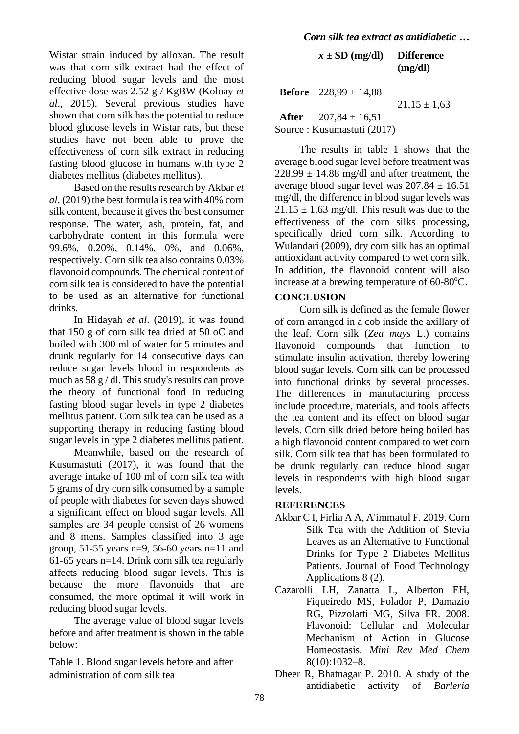Wistar strain induced by alloxan. The result was that corn silk extract had the effect of reducing blood sugar levels and the most effective dose was 2.52 g / KgBW (Koloay *et al*., 2015). Several previous studies have shown that corn silk has the potential to reduce blood glucose levels in Wistar rats, but these studies have not been able to prove the effectiveness of corn silk extract in reducing fasting blood glucose in humans with type 2 diabetes mellitus (diabetes mellitus).

Based on the results research by Akbar *et al*. (2019) the best formula is tea with 40% corn silk content, because it gives the best consumer response. The water, ash, protein, fat, and carbohydrate content in this formula were 99.6%, 0.20%, 0.14%, 0%, and 0.06%, respectively. Corn silk tea also contains 0.03% flavonoid compounds. The chemical content of corn silk tea is considered to have the potential to be used as an alternative for functional drinks.

In Hidayah *et al*. (2019), it was found that 150 g of corn silk tea dried at 50 oC and boiled with 300 ml of water for 5 minutes and drunk regularly for 14 consecutive days can reduce sugar levels blood in respondents as much as 58 g / dl. This study's results can prove the theory of functional food in reducing fasting blood sugar levels in type 2 diabetes mellitus patient. Corn silk tea can be used as a supporting therapy in reducing fasting blood sugar levels in type 2 diabetes mellitus patient.

Meanwhile, based on the research of Kusumastuti (2017), it was found that the average intake of 100 ml of corn silk tea with 5 grams of dry corn silk consumed by a sample of people with diabetes for seven days showed a significant effect on blood sugar levels. All samples are 34 people consist of 26 womens and 8 mens. Samples classified into 3 age group, 51-55 years n=9, 56-60 years n=11 and 61-65 years n=14. Drink corn silk tea regularly affects reducing blood sugar levels. This is because the more flavonoids that are consumed, the more optimal it will work in reducing blood sugar levels.

The average value of blood sugar levels before and after treatment is shown in the table below:

Table 1. Blood sugar levels before and after administration of corn silk tea

| | $x$ ± SD (mg/dl) | Difference (mg/dl) |
|---|---|---|
| **Before** | 228,99 ± 14,88 | |
| | | 21,15 ± 1,63 |
| **After** | 207,84 ± 16,51 | |

Source : Kusumastuti (2017)

The results in table 1 shows that the average blood sugar level before treatment was 228.99 ± 14.88 mg/dl and after treatment, the average blood sugar level was 207.84 ± 16.51 mg/dl, the difference in blood sugar levels was 21.15 ± 1.63 mg/dl. This result was due to the effectiveness of the corn silks processing, specifically dried corn silk. According to Wulandari (2009), dry corn silk has an optimal antioxidant activity compared to wet corn silk. In addition, the flavonoid content will also increase at a brewing temperature of 60-80$^{o}$C.

## CONCLUSION

Corn silk is defined as the female flower of corn arranged in a cob inside the axillary of the leaf. Corn silk (*Zea mays* L.) contains flavonoid compounds that function to stimulate insulin activation, thereby lowering blood sugar levels. Corn silk can be processed into functional drinks by several processes. The differences in manufacturing process include procedure, materials, and tools affects the tea content and its effect on blood sugar levels. Corn silk dried before being boiled has a high flavonoid content compared to wet corn silk. Corn silk tea that has been formulated to be drunk regularly can reduce blood sugar levels in respondents with high blood sugar levels.

## REFERENCES

Akbar C I, Firlia A A, A'immatul F. 2019. Corn Silk Tea with the Addition of Stevia Leaves as an Alternative to Functional Drinks for Type 2 Diabetes Mellitus Patients. Journal of Food Technology Applications 8 (2).

Cazarolli LH, Zanatta L, Alberton EH, Fiqueiredo MS, Folador P, Damazio RG, Pizzolatti MG, Silva FR. 2008. Flavonoid: Cellular and Molecular Mechanism of Action in Glucose Homeostasis. *Mini Rev Med Chem* 8(10):1032–8.

Dheer R, Bhatnagar P. 2010. A study of the antidiabetic activity of *Barleria*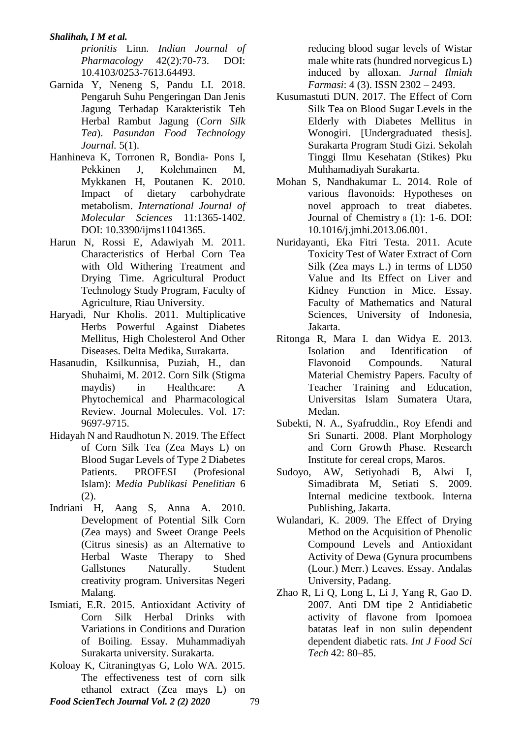*prionitis* Linn. *Indian Journal of Pharmacology* 42(2):70-73. DOI: 10.4103/0253-7613.64493.

Garnida Y, Neneng S, Pandu LI. 2018. Pengaruh Suhu Pengeringan Dan Jenis Jagung Terhadap Karakteristik Teh Herbal Rambut Jagung (*Corn Silk Tea*). *Pasundan Food Technology Journal*. 5(1).

Hanhineva K, Torronen R, Bondia- Pons I, Pekkinen J, Kolehmainen M, Mykkanen H, Poutanen K. 2010. Impact of dietary carbohydrate metabolism. *International Journal of Molecular Sciences* 11:1365-1402. DOI: 10.3390/ijms11041365.

Harun N, Rossi E, Adawiyah M. 2011. Characteristics of Herbal Corn Tea with Old Withering Treatment and Drying Time. Agricultural Product Technology Study Program, Faculty of Agriculture, Riau University.

Haryadi, Nur Kholis. 2011. Multiplicative Herbs Powerful Against Diabetes Mellitus, High Cholesterol And Other Diseases. Delta Medika, Surakarta.

Hasanudin, Ksilkunnisa, Puziah, H., dan Shuhaimi, M. 2012. Corn Silk (Stigma maydis) in Healthcare: A Phytochemical and Pharmacological Review. Journal Molecules. Vol. 17: 9697-9715.

Hidayah N and Raudhotun N. 2019. The Effect of Corn Silk Tea (Zea Mays L) on Blood Sugar Levels of Type 2 Diabetes Patients. PROFESI (Profesional Islam): *Media Publikasi Penelitian* 6 (2).

Indriani H, Aang S, Anna A. 2010. Development of Potential Silk Corn (Zea mays) and Sweet Orange Peels (Citrus sinesis) as an Alternative to Herbal Waste Therapy to Shed Gallstones Naturally. Student creativity program. Universitas Negeri Malang.

Ismiati, E.R. 2015. Antioxidant Activity of Corn Silk Herbal Drinks with Variations in Conditions and Duration of Boiling. Essay. Muhammadiyah Surakarta university. Surakarta.

Koloay K, Citraningtyas G, Lolo WA. 2015. The effectiveness test of corn silk ethanol extract (Zea mays L) on reducing blood sugar levels of Wistar male white rats (hundred norvegicus L) induced by alloxan. *Jurnal Ilmiah Farmasi*: 4 (3). ISSN 2302 – 2493.

Kusumastuti DUN. 2017. The Effect of Corn Silk Tea on Blood Sugar Levels in the Elderly with Diabetes Mellitus in Wonogiri. [Undergraduated thesis]. Surakarta Program Studi Gizi. Sekolah Tinggi Ilmu Kesehatan (Stikes) Pku Muhhamadiyah Surakarta.

Mohan S, Nandhakumar L. 2014. Role of various flavonoids: Hypotheses on novel approach to treat diabetes. Journal of Chemistry 8 (1): 1-6. DOI: 10.1016/j.jmhi.2013.06.001.

Nuridayanti, Eka Fitri Testa. 2011. Acute Toxicity Test of Water Extract of Corn Silk (Zea mays L.) in terms of LD50 Value and Its Effect on Liver and Kidney Function in Mice. Essay. Faculty of Mathematics and Natural Sciences, University of Indonesia, Jakarta.

Ritonga R, Mara I. dan Widya E. 2013. Isolation and Identification of Flavonoid Compounds. Natural Material Chemistry Papers. Faculty of Teacher Training and Education, Universitas Islam Sumatera Utara, Medan.

Subekti, N. A., Syafruddin., Roy Efendi and Sri Sunarti. 2008. Plant Morphology and Corn Growth Phase. Research Institute for cereal crops, Maros.

Sudoyo, AW, Setiyohadi B, Alwi I, Simadibrata M, Setiati S. 2009. Internal medicine textbook. Interna Publishing, Jakarta.

Wulandari, K. 2009. The Effect of Drying Method on the Acquisition of Phenolic Compound Levels and Antioxidant Activity of Dewa (Gynura procumbens (Lour.) Merr.) Leaves. Essay. Andalas University, Padang.

Zhao R, Li Q, Long L, Li J, Yang R, Gao D. 2007. Anti DM tipe 2 Antidiabetic activity of flavone from Ipomoea batatas leaf in non sulin dependent dependent diabetic rats. *Int J Food Sci Tech* 42: 80–85.